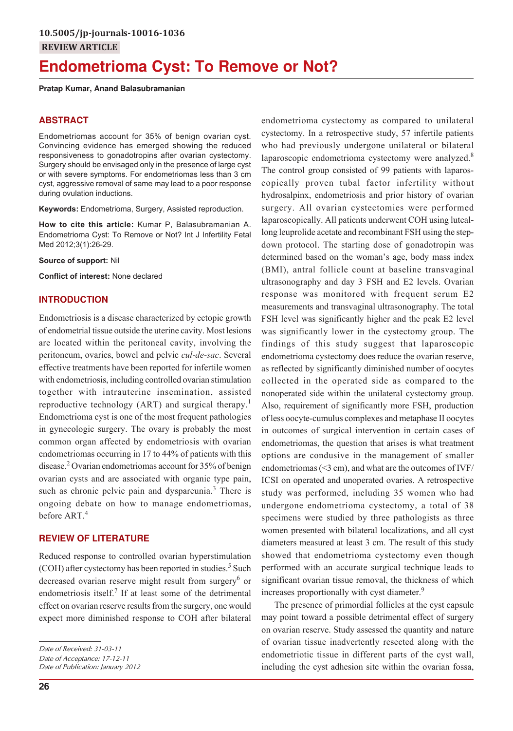10.5005/jp-journals-10016-1036

REVIEW ARTICLE

# Endometrioma Cyst: To Remove or Not?

**Pratap Kumar, Anand Balasubramanian**

## ABSTRACT

Endometriomas account for 35% of benign ovarian cyst. Convincing evidence has emerged showing the reduced responsiveness to gonadotropins after ovarian cystectomy. Surgery should be envisaged only in the presence of large cyst or with severe symptoms. For endometriomas less than 3 cm cyst, aggressive removal of same may lead to a poor response during ovulation inductions.

**Keywords:** Endometrioma, Surgery, Assisted reproduction.

**How to cite this article:** Kumar P, Balasubramanian A. Endometrioma Cyst: To Remove or Not? Int J Infertility Fetal Med 2012;3(1):26-29.

**Source of support:** Nil

**Conflict of interest:** None declared

## INTRODUCTION

Endometriosis is a disease characterized by ectopic growth of endometrial tissue outside the uterine cavity. Most lesions are located within the peritoneal cavity, involving the peritoneum, ovaries, bowel and pelvic *cul-de-sac*. Several effective treatments have been reported for infertile women with endometriosis, including controlled ovarian stimulation together with intrauterine insemination, assisted reproductive technology (ART) and surgical therapy.[1] Endometrioma cyst is one of the most frequent pathologies in gynecologic surgery. The ovary is probably the most common organ affected by endometriosis with ovarian endometriomas occurring in 17 to 44% of patients with this disease.[2] Ovarian endometriomas account for 35% of benign ovarian cysts and are associated with organic type pain, such as chronic pelvic pain and dyspareunia.[3] There is ongoing debate on how to manage endometriomas, before ART.[4]

## REVIEW OF LITERATURE

Reduced response to controlled ovarian hyperstimulation (COH) after cystectomy has been reported in studies.[5] Such decreased ovarian reserve might result from surgery[6] or endometriosis itself.[7] If at least some of the detrimental effect on ovarian reserve results from the surgery, one would expect more diminished response to COH after bilateral endometrioma cystectomy as compared to unilateral cystectomy. In a retrospective study, 57 infertile patients who had previously undergone unilateral or bilateral laparoscopic endometrioma cystectomy were analyzed.[8] The control group consisted of 99 patients with laparoscopically proven tubal factor infertility without hydrosalpinx, endometriosis and prior history of ovarian surgery. All ovarian cystectomies were performed laparoscopically. All patients underwent COH using luteal-long leuprolide acetate and recombinant FSH using the step-down protocol. The starting dose of gonadotropin was determined based on the woman's age, body mass index (BMI), antral follicle count at baseline transvaginal ultrasonography and day 3 FSH and E2 levels. Ovarian response was monitored with frequent serum E2 measurements and transvaginal ultrasonography. The total FSH level was significantly higher and the peak E2 level was significantly lower in the cystectomy group. The findings of this study suggest that laparoscopic endometrioma cystectomy does reduce the ovarian reserve, as reflected by significantly diminished number of oocytes collected in the operated side as compared to the nonoperated side within the unilateral cystectomy group. Also, requirement of significantly more FSH, production of less oocyte-cumulus complexes and metaphase II oocytes in outcomes of surgical intervention in certain cases of endometriomas, the question that arises is what treatment options are condusive in the management of smaller endometriomas (<3 cm), and what are the outcomes of IVF/ICSI on operated and unoperated ovaries. A retrospective study was performed, including 35 women who had undergone endometrioma cystectomy, a total of 38 specimens were studied by three pathologists as three women presented with bilateral localizations, and all cyst diameters measured at least 3 cm. The result of this study showed that endometrioma cystectomy even though performed with an accurate surgical technique leads to significant ovarian tissue removal, the thickness of which increases proportionally with cyst diameter.[9]

The presence of primordial follicles at the cyst capsule may point toward a possible detrimental effect of surgery on ovarian reserve. Study assessed the quantity and nature of ovarian tissue inadvertently resected along with the endometriotic tissue in different parts of the cyst wall, including the cyst adhesion site within the ovarian fossa,

*Date of Received: 31-03-11*
*Date of Acceptance: 17-12-11*
*Date of Publication: January 2012*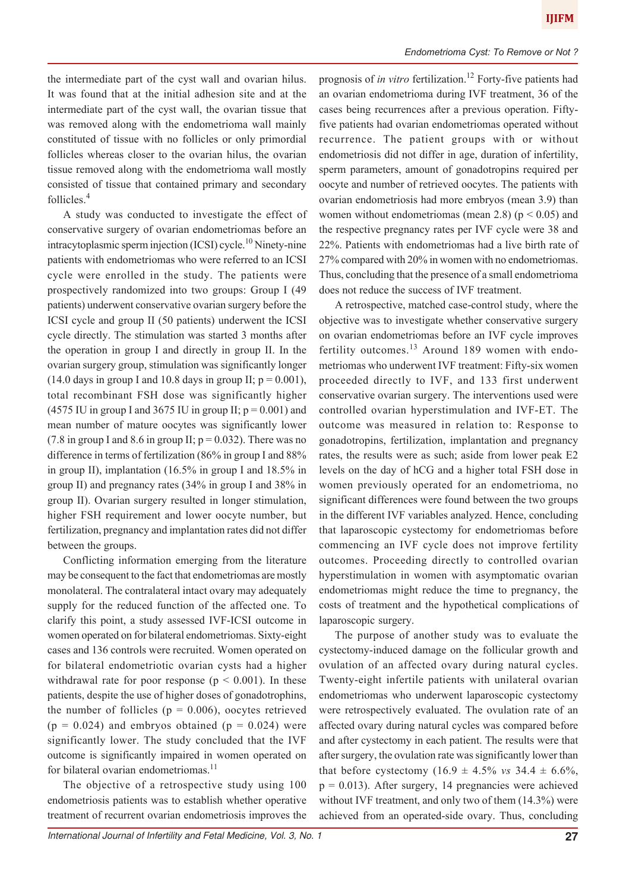the intermediate part of the cyst wall and ovarian hilus. It was found that at the initial adhesion site and at the intermediate part of the cyst wall, the ovarian tissue that was removed along with the endometrioma wall mainly constituted of tissue with no follicles or only primordial follicles whereas closer to the ovarian hilus, the ovarian tissue removed along with the endometrioma wall mostly consisted of tissue that contained primary and secondary follicles.[4]

A study was conducted to investigate the effect of conservative surgery of ovarian endometriomas before an intracytoplasmic sperm injection (ICSI) cycle.[10] Ninety-nine patients with endometriomas who were referred to an ICSI cycle were enrolled in the study. The patients were prospectively randomized into two groups: Group I (49 patients) underwent conservative ovarian surgery before the ICSI cycle and group II (50 patients) underwent the ICSI cycle directly. The stimulation was started 3 months after the operation in group I and directly in group II. In the ovarian surgery group, stimulation was significantly longer (14.0 days in group I and 10.8 days in group II; $p = 0.001$), total recombinant FSH dose was significantly higher (4575 IU in group I and 3675 IU in group II; $p = 0.001$) and mean number of mature oocytes was significantly lower (7.8 in group I and 8.6 in group II; $p = 0.032$). There was no difference in terms of fertilization (86% in group I and 88% in group II), implantation (16.5% in group I and 18.5% in group II) and pregnancy rates (34% in group I and 38% in group II). Ovarian surgery resulted in longer stimulation, higher FSH requirement and lower oocyte number, but fertilization, pregnancy and implantation rates did not differ between the groups.

Conflicting information emerging from the literature may be consequent to the fact that endometriomas are mostly monolateral. The contralateral intact ovary may adequately supply for the reduced function of the affected one. To clarify this point, a study assessed IVF-ICSI outcome in women operated on for bilateral endometriomas. Sixty-eight cases and 136 controls were recruited. Women operated on for bilateral endometriotic ovarian cysts had a higher withdrawal rate for poor response ($p < 0.001$). In these patients, despite the use of higher doses of gonadotrophins, the number of follicles ($p = 0.006$), oocytes retrieved ($p = 0.024$) and embryos obtained ($p = 0.024$) were significantly lower. The study concluded that the IVF outcome is significantly impaired in women operated on for bilateral ovarian endometriomas.[11]

The objective of a retrospective study using 100 endometriosis patients was to establish whether operative treatment of recurrent ovarian endometriosis improves the prognosis of *in vitro* fertilization.[12] Forty-five patients had an ovarian endometrioma during IVF treatment, 36 of the cases being recurrences after a previous operation. Fifty-five patients had ovarian endometriomas operated without recurrence. The patient groups with or without endometriosis did not differ in age, duration of infertility, sperm parameters, amount of gonadotropins required per oocyte and number of retrieved oocytes. The patients with ovarian endometriosis had more embryos (mean 3.9) than women without endometriomas (mean 2.8) ($p < 0.05$) and the respective pregnancy rates per IVF cycle were 38 and 22%. Patients with endometriomas had a live birth rate of 27% compared with 20% in women with no endometriomas. Thus, concluding that the presence of a small endometrioma does not reduce the success of IVF treatment.

A retrospective, matched case-control study, where the objective was to investigate whether conservative surgery on ovarian endometriomas before an IVF cycle improves fertility outcomes.[13] Around 189 women with endometriomas who underwent IVF treatment: Fifty-six women proceeded directly to IVF, and 133 first underwent conservative ovarian surgery. The interventions used were controlled ovarian hyperstimulation and IVF-ET. The outcome was measured in relation to: Response to gonadotropins, fertilization, implantation and pregnancy rates, the results were as such; aside from lower peak E2 levels on the day of hCG and a higher total FSH dose in women previously operated for an endometrioma, no significant differences were found between the two groups in the different IVF variables analyzed. Hence, concluding that laparoscopic cystectomy for endometriomas before commencing an IVF cycle does not improve fertility outcomes. Proceeding directly to controlled ovarian hyperstimulation in women with asymptomatic ovarian endometriomas might reduce the time to pregnancy, the costs of treatment and the hypothetical complications of laparoscopic surgery.

The purpose of another study was to evaluate the cystectomy-induced damage on the follicular growth and ovulation of an affected ovary during natural cycles. Twenty-eight infertile patients with unilateral ovarian endometriomas who underwent laparoscopic cystectomy were retrospectively evaluated. The ovulation rate of an affected ovary during natural cycles was compared before and after cystectomy in each patient. The results were that after surgery, the ovulation rate was significantly lower than that before cystectomy ($16.9 \pm 4.5\%$ *vs* $34.4 \pm 6.6\%$, $p = 0.013$). After surgery, 14 pregnancies were achieved without IVF treatment, and only two of them (14.3%) were achieved from an operated-side ovary. Thus, concluding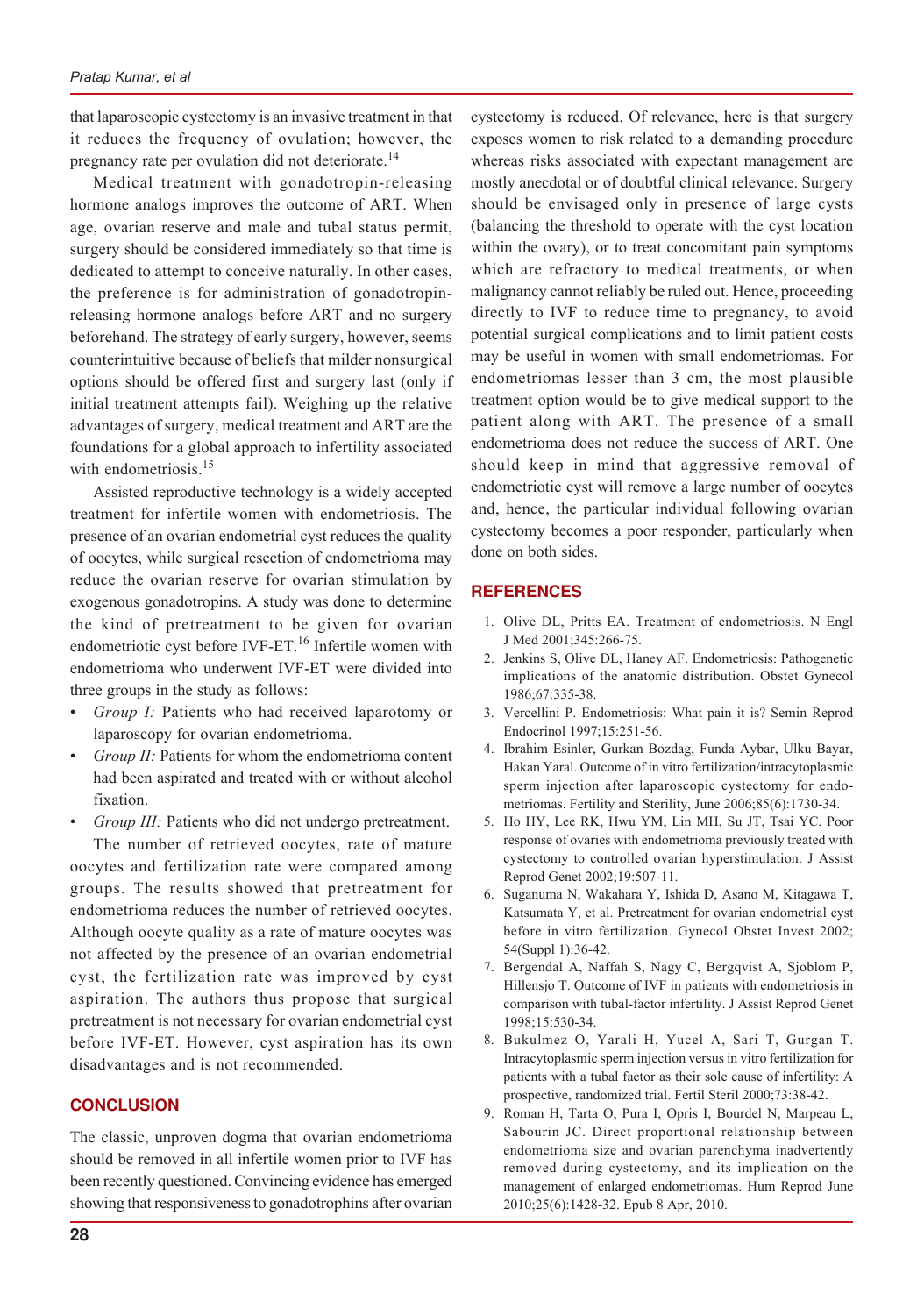that laparoscopic cystectomy is an invasive treatment in that it reduces the frequency of ovulation; however, the pregnancy rate per ovulation did not deteriorate.[14]

Medical treatment with gonadotropin-releasing hormone analogs improves the outcome of ART. When age, ovarian reserve and male and tubal status permit, surgery should be considered immediately so that time is dedicated to attempt to conceive naturally. In other cases, the preference is for administration of gonadotropin-releasing hormone analogs before ART and no surgery beforehand. The strategy of early surgery, however, seems counterintuitive because of beliefs that milder nonsurgical options should be offered first and surgery last (only if initial treatment attempts fail). Weighing up the relative advantages of surgery, medical treatment and ART are the foundations for a global approach to infertility associated with endometriosis.[15]

Assisted reproductive technology is a widely accepted treatment for infertile women with endometriosis. The presence of an ovarian endometrial cyst reduces the quality of oocytes, while surgical resection of endometrioma may reduce the ovarian reserve for ovarian stimulation by exogenous gonadotropins. A study was done to determine the kind of pretreatment to be given for ovarian endometriotic cyst before IVF-ET.[16] Infertile women with endometrioma who underwent IVF-ET were divided into three groups in the study as follows:

- *Group I:* Patients who had received laparotomy or laparoscopy for ovarian endometrioma.
- *Group II:* Patients for whom the endometrioma content had been aspirated and treated with or without alcohol fixation.
- *Group III:* Patients who did not undergo pretreatment.

The number of retrieved oocytes, rate of mature oocytes and fertilization rate were compared among groups. The results showed that pretreatment for endometrioma reduces the number of retrieved oocytes. Although oocyte quality as a rate of mature oocytes was not affected by the presence of an ovarian endometrial cyst, the fertilization rate was improved by cyst aspiration. The authors thus propose that surgical pretreatment is not necessary for ovarian endometrial cyst before IVF-ET. However, cyst aspiration has its own disadvantages and is not recommended.

## CONCLUSION

The classic, unproven dogma that ovarian endometrioma should be removed in all infertile women prior to IVF has been recently questioned. Convincing evidence has emerged showing that responsiveness to gonadotrophins after ovarian cystectomy is reduced. Of relevance, here is that surgery exposes women to risk related to a demanding procedure whereas risks associated with expectant management are mostly anecdotal or of doubtful clinical relevance. Surgery should be envisaged only in presence of large cysts (balancing the threshold to operate with the cyst location within the ovary), or to treat concomitant pain symptoms which are refractory to medical treatments, or when malignancy cannot reliably be ruled out. Hence, proceeding directly to IVF to reduce time to pregnancy, to avoid potential surgical complications and to limit patient costs may be useful in women with small endometriomas. For endometriomas lesser than 3 cm, the most plausible treatment option would be to give medical support to the patient along with ART. The presence of a small endometrioma does not reduce the success of ART. One should keep in mind that aggressive removal of endometriotic cyst will remove a large number of oocytes and, hence, the particular individual following ovarian cystectomy becomes a poor responder, particularly when done on both sides.

## REFERENCES

1. Olive DL, Pritts EA. Treatment of endometriosis. N Engl J Med 2001;345:266-75.
2. Jenkins S, Olive DL, Haney AF. Endometriosis: Pathogenetic implications of the anatomic distribution. Obstet Gynecol 1986;67:335-38.
3. Vercellini P. Endometriosis: What pain it is? Semin Reprod Endocrinol 1997;15:251-56.
4. Ibrahim Esinler, Gurkan Bozdag, Funda Aybar, Ulku Bayar, Hakan Yaral. Outcome of in vitro fertilization/intracytoplasmic sperm injection after laparoscopic cystectomy for endometriomas. Fertility and Sterility, June 2006;85(6):1730-34.
5. Ho HY, Lee RK, Hwu YM, Lin MH, Su JT, Tsai YC. Poor response of ovaries with endometrioma previously treated with cystectomy to controlled ovarian hyperstimulation. J Assist Reprod Genet 2002;19:507-11.
6. Suganuma N, Wakahara Y, Ishida D, Asano M, Kitagawa T, Katsumata Y, et al. Pretreatment for ovarian endometrial cyst before in vitro fertilization. Gynecol Obstet Invest 2002; 54(Suppl 1):36-42.
7. Bergendal A, Naffah S, Nagy C, Bergqvist A, Sjoblom P, Hillensjo T. Outcome of IVF in patients with endometriosis in comparison with tubal-factor infertility. J Assist Reprod Genet 1998;15:530-34.
8. Bukulmez O, Yarali H, Yucel A, Sari T, Gurgan T. Intracytoplasmic sperm injection versus in vitro fertilization for patients with a tubal factor as their sole cause of infertility: A prospective, randomized trial. Fertil Steril 2000;73:38-42.
9. Roman H, Tarta O, Pura I, Opris I, Bourdel N, Marpeau L, Sabourin JC. Direct proportional relationship between endometrioma size and ovarian parenchyma inadvertently removed during cystectomy, and its implication on the management of enlarged endometriomas. Hum Reprod June 2010;25(6):1428-32. Epub 8 Apr, 2010.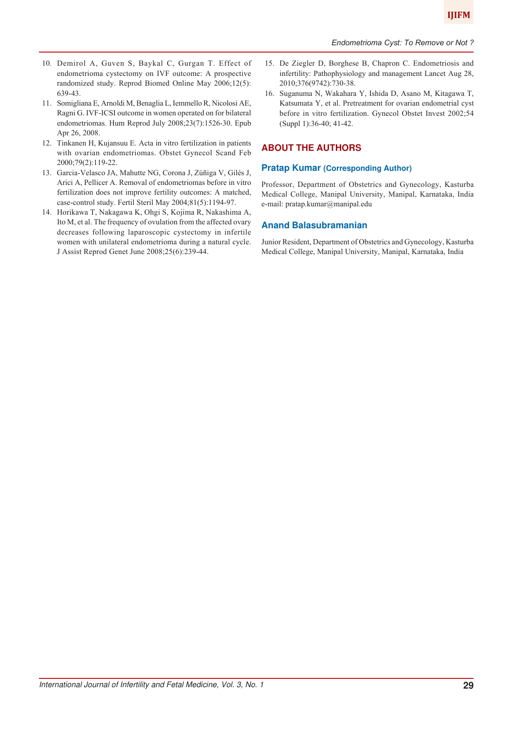10. Demirol A, Guven S, Baykal C, Gurgan T. Effect of endometrioma cystectomy on IVF outcome: A prospective randomized study. Reprod Biomed Online May 2006;12(5): 639-43.
11. Somigliana E, Arnoldi M, Benaglia L, Iemmello R, Nicolosi AE, Ragni G. IVF-ICSI outcome in women operated on for bilateral endometriomas. Hum Reprod July 2008;23(7):1526-30. Epub Apr 26, 2008.
12. Tinkanen H, Kujansuu E. Acta in vitro fertilization in patients with ovarian endometriomas. Obstet Gynecol Scand Feb 2000;79(2):119-22.
13. Garcia-Velasco JA, Mahutte NG, Corona J, Zúñiga V, Gilés J, Arici A, Pellicer A. Removal of endometriomas before in vitro fertilization does not improve fertility outcomes: A matched, case-control study. Fertil Steril May 2004;81(5):1194-97.
14. Horikawa T, Nakagawa K, Ohgi S, Kojima R, Nakashima A, Ito M, et al. The frequency of ovulation from the affected ovary decreases following laparoscopic cystectomy in infertile women with unilateral endometrioma during a natural cycle. J Assist Reprod Genet June 2008;25(6):239-44.
15. De Ziegler D, Borghese B, Chapron C. Endometriosis and infertility: Pathophysiology and management Lancet Aug 28, 2010;376(9742):730-38.
16. Suganuma N, Wakahara Y, Ishida D, Asano M, Kitagawa T, Katsumata Y, et al. Pretreatment for ovarian endometrial cyst before in vitro fertilization. Gynecol Obstet Invest 2002;54 (Suppl 1):36-40; 41-42.

## ABOUT THE AUTHORS

### Pratap Kumar (Corresponding Author)

Professor, Department of Obstetrics and Gynecology, Kasturba Medical College, Manipal University, Manipal, Karnataka, India
e-mail: pratap.kumar@manipal.edu

### Anand Balasubramanian

Junior Resident, Department of Obstetrics and Gynecology, Kasturba Medical College, Manipal University, Manipal, Karnataka, India